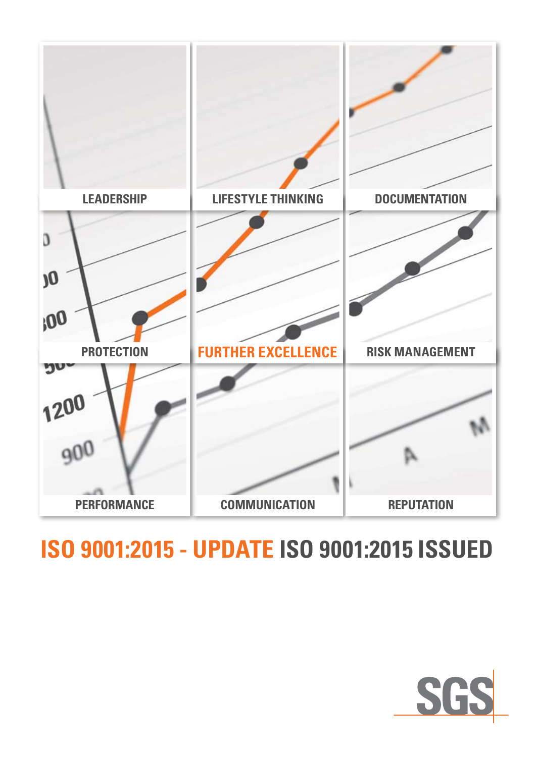LEADERSHIP

LIFESTYLE THINKING

DOCUMENTATION

PROTECTION

FURTHER EXCELLENCE

RISK MANAGEMENT

PERFORMANCE

COMMUNICATION

REPUTATION

# ISO 9001:2015 - UPDATE ISO 9001:2015 ISSUED

SGS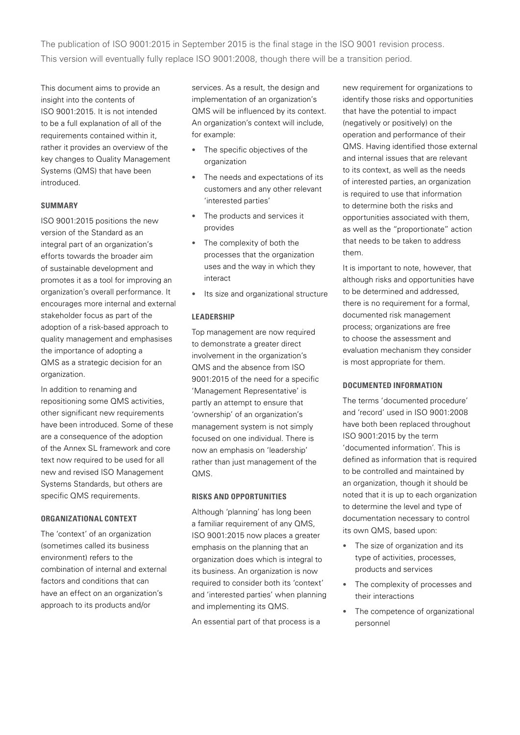The publication of ISO 9001:2015 in September 2015 is the final stage in the ISO 9001 revision process. This version will eventually fully replace ISO 9001:2008, though there will be a transition period.

This document aims to provide an insight into the contents of ISO 9001:2015. It is not intended to be a full explanation of all of the requirements contained within it, rather it provides an overview of the key changes to Quality Management Systems (QMS) that have been introduced.

### SUMMARY

ISO 9001:2015 positions the new version of the Standard as an integral part of an organization's efforts towards the broader aim of sustainable development and promotes it as a tool for improving an organization's overall performance. It encourages more internal and external stakeholder focus as part of the adoption of a risk-based approach to quality management and emphasises the importance of adopting a QMS as a strategic decision for an organization.

In addition to renaming and repositioning some QMS activities, other significant new requirements have been introduced. Some of these are a consequence of the adoption of the Annex SL framework and core text now required to be used for all new and revised ISO Management Systems Standards, but others are specific QMS requirements.

### ORGANIZATIONAL CONTEXT

The 'context' of an organization (sometimes called its business environment) refers to the combination of internal and external factors and conditions that can have an effect on an organization's approach to its products and/or services. As a result, the design and implementation of an organization's QMS will be influenced by its context. An organization's context will include, for example:

- The specific objectives of the organization
- The needs and expectations of its customers and any other relevant 'interested parties'
- The products and services it provides
- The complexity of both the processes that the organization uses and the way in which they interact
- Its size and organizational structure

### LEADERSHIP

Top management are now required to demonstrate a greater direct involvement in the organization's QMS and the absence from ISO 9001:2015 of the need for a specific 'Management Representative' is partly an attempt to ensure that 'ownership' of an organization's management system is not simply focused on one individual. There is now an emphasis on 'leadership' rather than just management of the QMS.

### RISKS AND OPPORTUNITIES

Although 'planning' has long been a familiar requirement of any QMS, ISO 9001:2015 now places a greater emphasis on the planning that an organization does which is integral to its business. An organization is now required to consider both its 'context' and 'interested parties' when planning and implementing its QMS.

An essential part of that process is a new requirement for organizations to identify those risks and opportunities that have the potential to impact (negatively or positively) on the operation and performance of their QMS. Having identified those external and internal issues that are relevant to its context, as well as the needs of interested parties, an organization is required to use that information to determine both the risks and opportunities associated with them, as well as the "proportionate" action that needs to be taken to address them.

It is important to note, however, that although risks and opportunities have to be determined and addressed, there is no requirement for a formal, documented risk management process; organizations are free to choose the assessment and evaluation mechanism they consider is most appropriate for them.

### DOCUMENTED INFORMATION

The terms 'documented procedure' and 'record' used in ISO 9001:2008 have both been replaced throughout ISO 9001:2015 by the term 'documented information'. This is defined as information that is required to be controlled and maintained by an organization, though it should be noted that it is up to each organization to determine the level and type of documentation necessary to control its own QMS, based upon:

- The size of organization and its type of activities, processes, products and services
- The complexity of processes and their interactions
- The competence of organizational personnel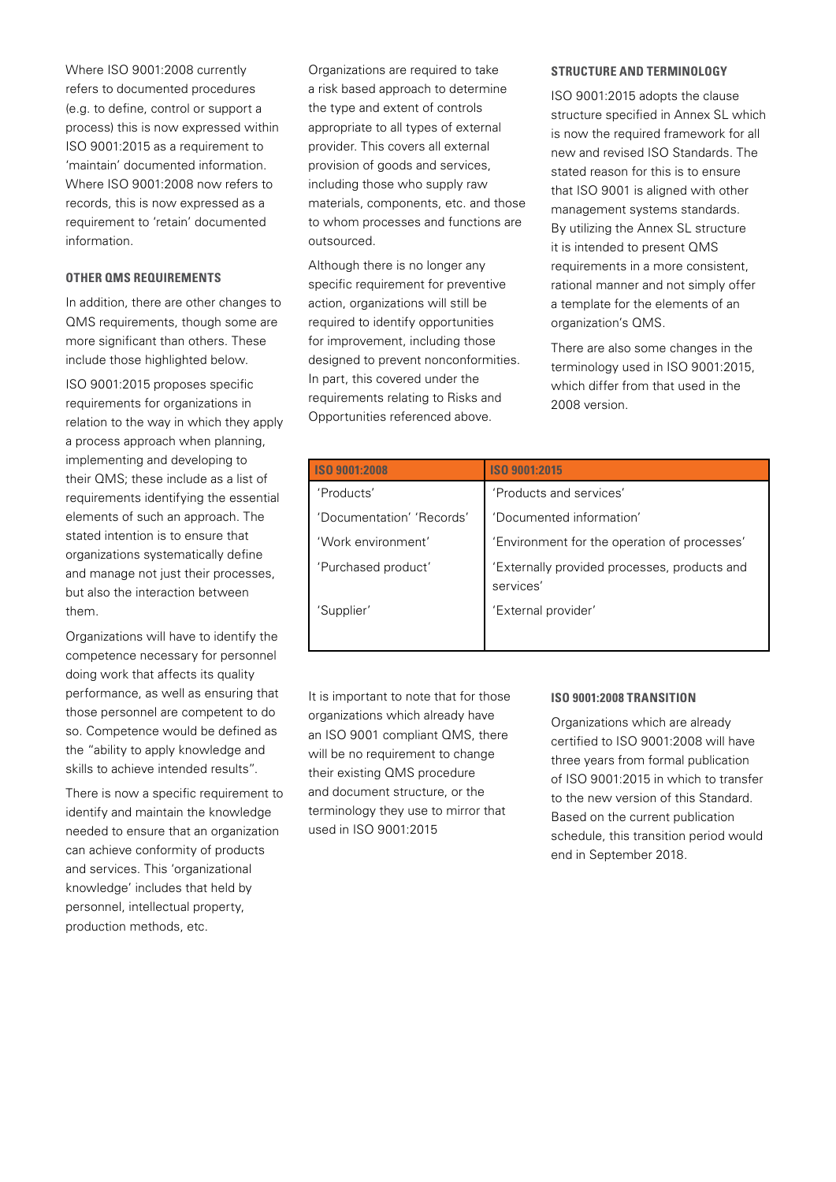Where ISO 9001:2008 currently refers to documented procedures (e.g. to define, control or support a process) this is now expressed within ISO 9001:2015 as a requirement to 'maintain' documented information. Where ISO 9001:2008 now refers to records, this is now expressed as a requirement to 'retain' documented information.

### OTHER QMS REQUIREMENTS

In addition, there are other changes to QMS requirements, though some are more significant than others. These include those highlighted below.

ISO 9001:2015 proposes specific requirements for organizations in relation to the way in which they apply a process approach when planning, implementing and developing to their QMS; these include as a list of requirements identifying the essential elements of such an approach. The stated intention is to ensure that organizations systematically define and manage not just their processes, but also the interaction between them.

Organizations will have to identify the competence necessary for personnel doing work that affects its quality performance, as well as ensuring that those personnel are competent to do so. Competence would be defined as the "ability to apply knowledge and skills to achieve intended results".

There is now a specific requirement to identify and maintain the knowledge needed to ensure that an organization can achieve conformity of products and services. This 'organizational knowledge' includes that held by personnel, intellectual property, production methods, etc.

Organizations are required to take a risk based approach to determine the type and extent of controls appropriate to all types of external provider. This covers all external provision of goods and services, including those who supply raw materials, components, etc. and those to whom processes and functions are outsourced.

Although there is no longer any specific requirement for preventive action, organizations will still be required to identify opportunities for improvement, including those designed to prevent nonconformities. In part, this covered under the requirements relating to Risks and Opportunities referenced above.

### STRUCTURE AND TERMINOLOGY

ISO 9001:2015 adopts the clause structure specified in Annex SL which is now the required framework for all new and revised ISO Standards. The stated reason for this is to ensure that ISO 9001 is aligned with other management systems standards. By utilizing the Annex SL structure it is intended to present QMS requirements in a more consistent, rational manner and not simply offer a template for the elements of an organization's QMS.

There are also some changes in the terminology used in ISO 9001:2015, which differ from that used in the 2008 version.

| ISO 9001:2008 | ISO 9001:2015 |
|---|---|
| 'Products' | 'Products and services' |
| 'Documentation' 'Records' | 'Documented information' |
| 'Work environment' | 'Environment for the operation of processes' |
| 'Purchased product' | 'Externally provided processes, products and services' |
| 'Supplier' | 'External provider' |

It is important to note that for those organizations which already have an ISO 9001 compliant QMS, there will be no requirement to change their existing QMS procedure and document structure, or the terminology they use to mirror that used in ISO 9001:2015

### ISO 9001:2008 TRANSITION

Organizations which are already certified to ISO 9001:2008 will have three years from formal publication of ISO 9001:2015 in which to transfer to the new version of this Standard. Based on the current publication schedule, this transition period would end in September 2018.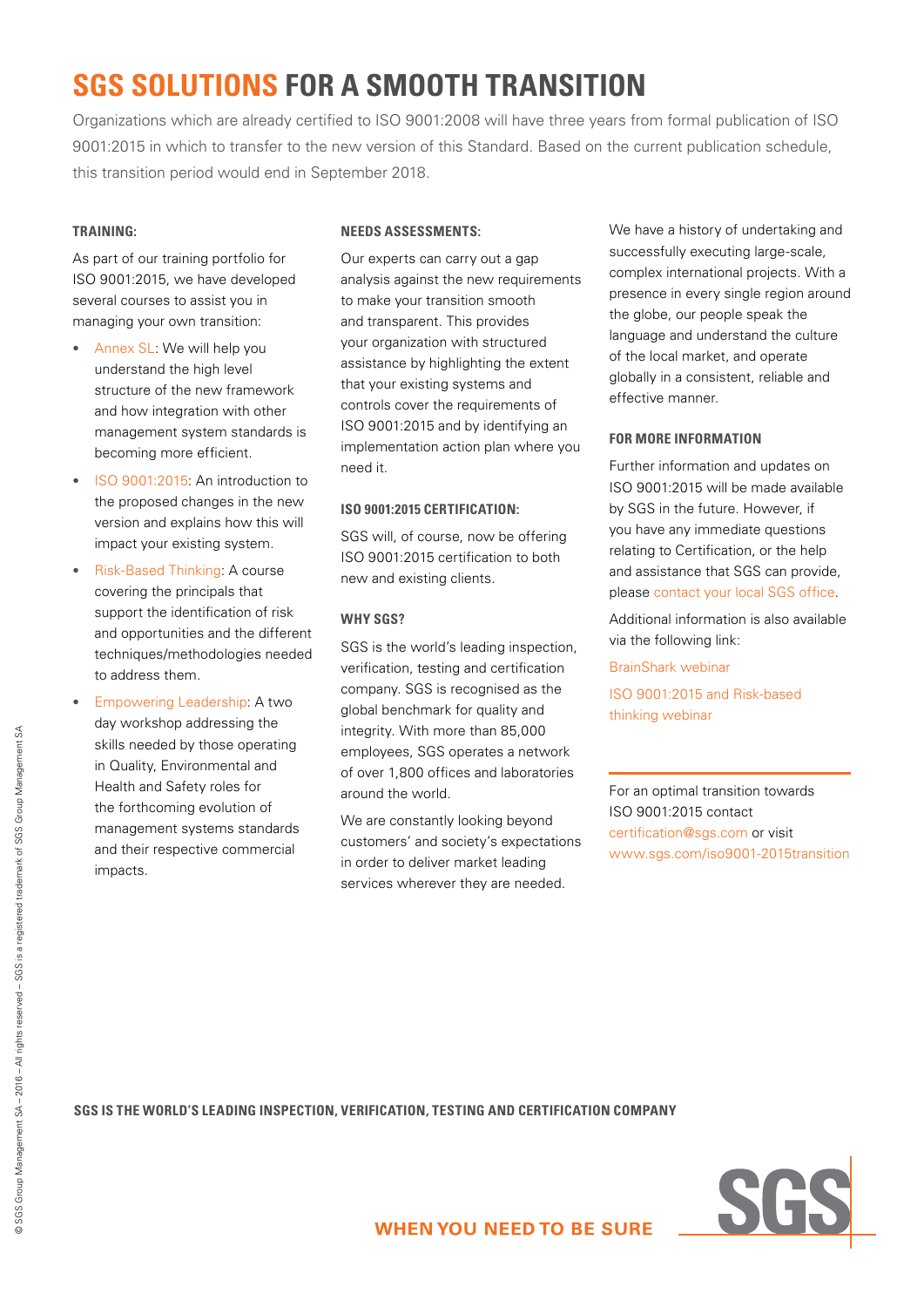# SGS SOLUTIONS FOR A SMOOTH TRANSITION

Organizations which are already certified to ISO 9001:2008 will have three years from formal publication of ISO 9001:2015 in which to transfer to the new version of this Standard. Based on the current publication schedule, this transition period would end in September 2018.

### TRAINING:

As part of our training portfolio for ISO 9001:2015, we have developed several courses to assist you in managing your own transition:

- Annex SL: We will help you understand the high level structure of the new framework and how integration with other management system standards is becoming more efficient.
- ISO 9001:2015: An introduction to the proposed changes in the new version and explains how this will impact your existing system.
- Risk-Based Thinking: A course covering the principals that support the identification of risk and opportunities and the different techniques/methodologies needed to address them.
- Empowering Leadership: A two day workshop addressing the skills needed by those operating in Quality, Environmental and Health and Safety roles for the forthcoming evolution of management systems standards and their respective commercial impacts.

### NEEDS ASSESSMENTS:

Our experts can carry out a gap analysis against the new requirements to make your transition smooth and transparent. This provides your organization with structured assistance by highlighting the extent that your existing systems and controls cover the requirements of ISO 9001:2015 and by identifying an implementation action plan where you need it.

### ISO 9001:2015 CERTIFICATION:

SGS will, of course, now be offering ISO 9001:2015 certification to both new and existing clients.

### WHY SGS?

SGS is the world's leading inspection, verification, testing and certification company. SGS is recognised as the global benchmark for quality and integrity. With more than 85,000 employees, SGS operates a network of over 1,800 offices and laboratories around the world.

We are constantly looking beyond customers' and society's expectations in order to deliver market leading services wherever they are needed.

We have a history of undertaking and successfully executing large-scale, complex international projects. With a presence in every single region around the globe, our people speak the language and understand the culture of the local market, and operate globally in a consistent, reliable and effective manner.

### FOR MORE INFORMATION

Further information and updates on ISO 9001:2015 will be made available by SGS in the future. However, if you have any immediate questions relating to Certification, or the help and assistance that SGS can provide, please contact your local SGS office.

Additional information is also available via the following link:

BrainShark webinar

ISO 9001:2015 and Risk-based thinking webinar

For an optimal transition towards ISO 9001:2015 contact certification@sgs.com or visit www.sgs.com/iso9001-2015transition

**SGS IS THE WORLD'S LEADING INSPECTION, VERIFICATION, TESTING AND CERTIFICATION COMPANY**

WHEN YOU NEED TO BE SURE

SGS

© SGS Group Management SA – 2016 – All rights reserved – SGS is a registered trademark of SGS Group Management SA